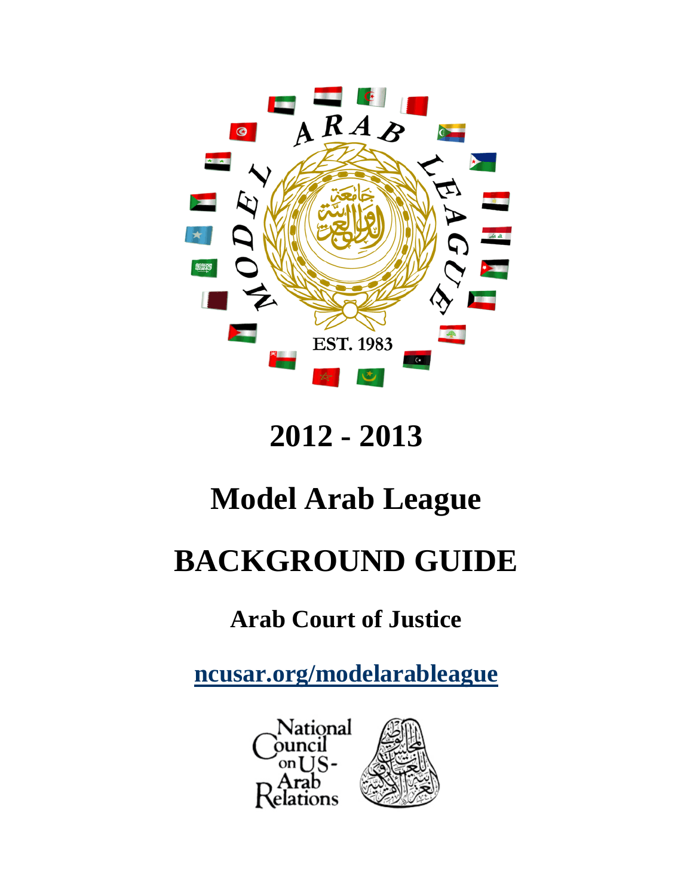# 2012 - 2013

# Model Arab League

# BACKGROUND GUIDE

## Arab Court of Justice

**ncusar.org/modelarableague**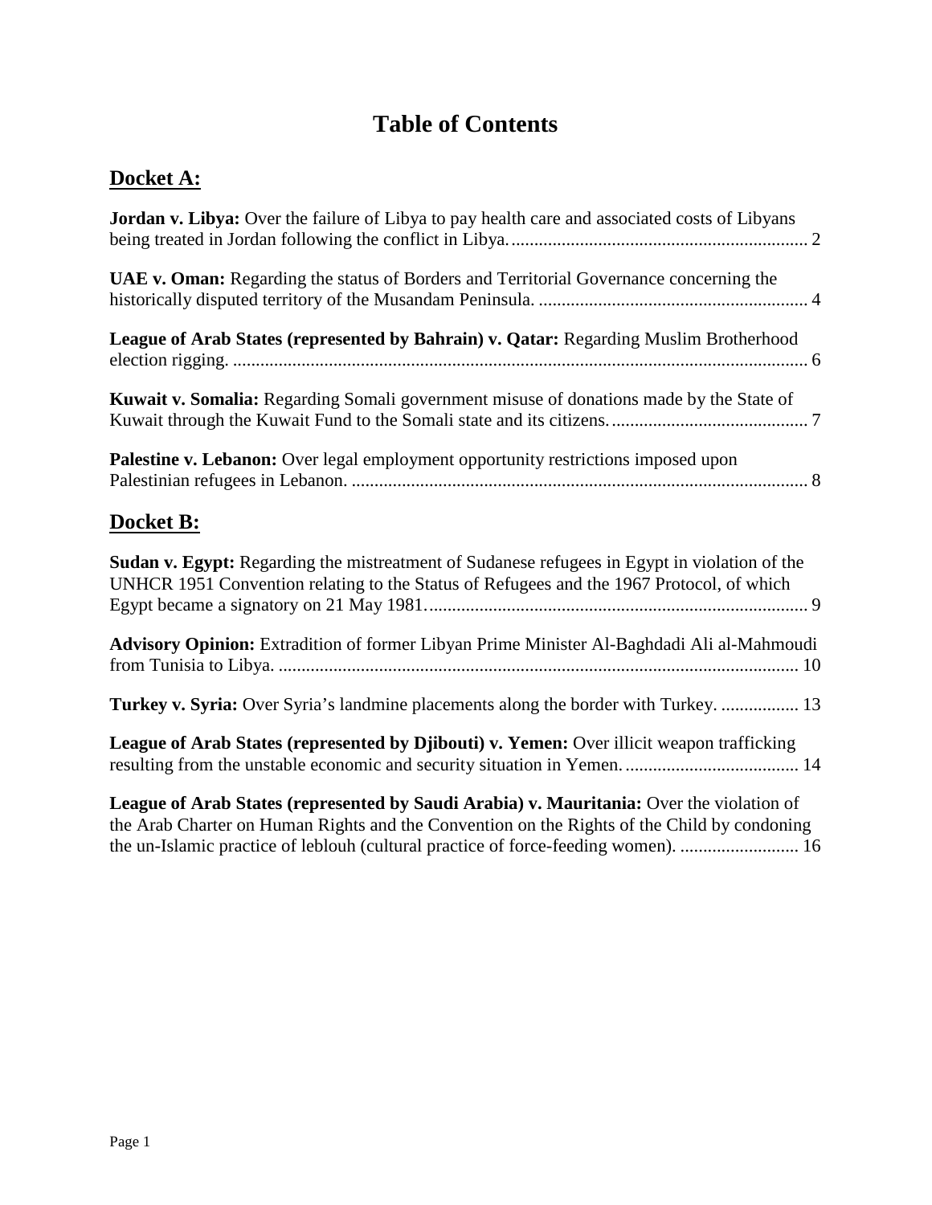# Table of Contents

## Docket A:

**Jordan v. Libya:** Over the failure of Libya to pay health care and associated costs of Libyans being treated in Jordan following the conflict in Libya. ........ 2

**UAE v. Oman:** Regarding the status of Borders and Territorial Governance concerning the historically disputed territory of the Musandam Peninsula. ........ 4

**League of Arab States (represented by Bahrain) v. Qatar:** Regarding Muslim Brotherhood election rigging. ........ 6

**Kuwait v. Somalia:** Regarding Somali government misuse of donations made by the State of Kuwait through the Kuwait Fund to the Somali state and its citizens. ........ 7

**Palestine v. Lebanon:** Over legal employment opportunity restrictions imposed upon Palestinian refugees in Lebanon. ........ 8

## Docket B:

**Sudan v. Egypt:** Regarding the mistreatment of Sudanese refugees in Egypt in violation of the UNHCR 1951 Convention relating to the Status of Refugees and the 1967 Protocol, of which Egypt became a signatory on 21 May 1981. ........ 9

**Advisory Opinion:** Extradition of former Libyan Prime Minister Al-Baghdadi Ali al-Mahmoudi from Tunisia to Libya. ........ 10

**Turkey v. Syria:** Over Syria's landmine placements along the border with Turkey. ........ 13

**League of Arab States (represented by Djibouti) v. Yemen:** Over illicit weapon trafficking resulting from the unstable economic and security situation in Yemen. ........ 14

**League of Arab States (represented by Saudi Arabia) v. Mauritania:** Over the violation of the Arab Charter on Human Rights and the Convention on the Rights of the Child by condoning the un-Islamic practice of leblouh (cultural practice of force-feeding women). ........ 16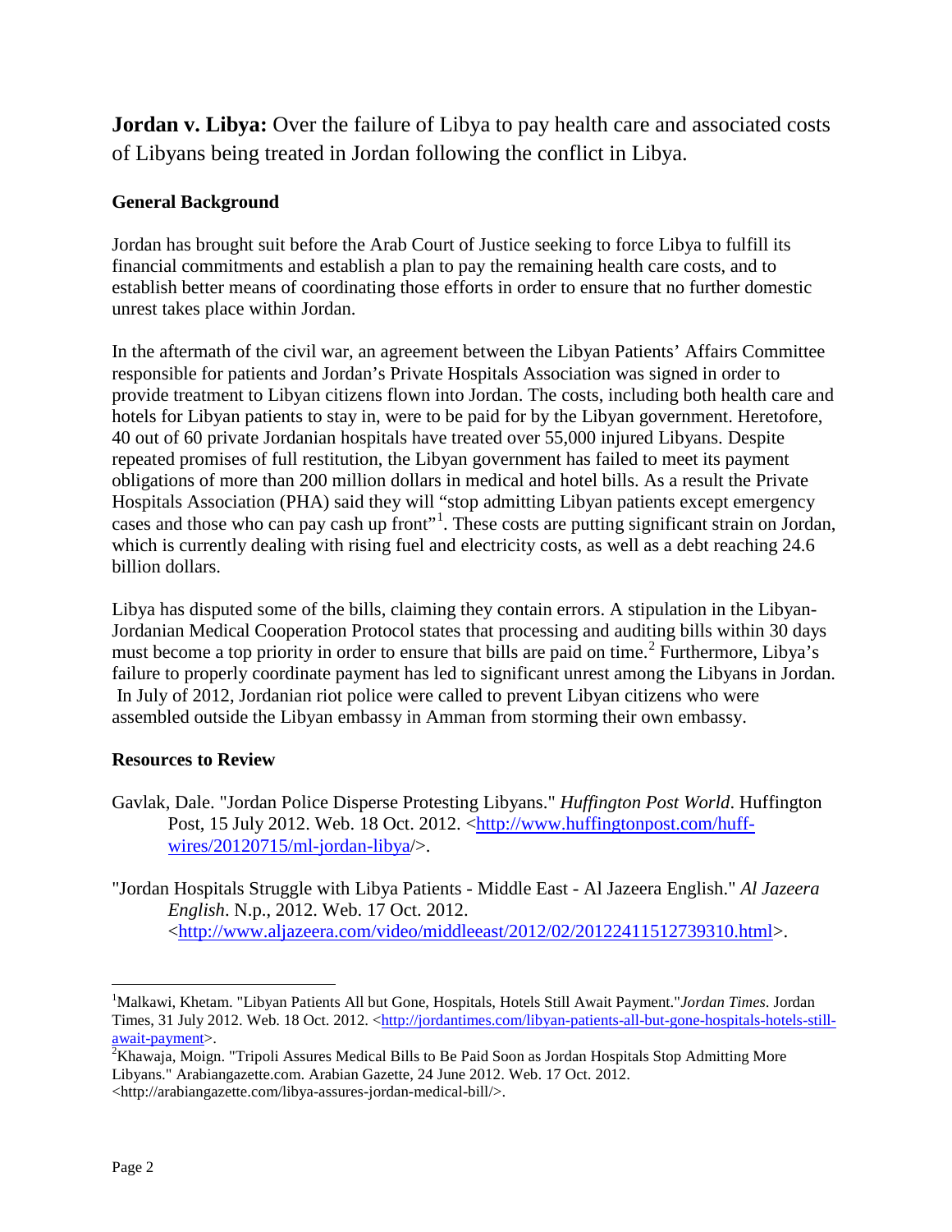**Jordan v. Libya:** Over the failure of Libya to pay health care and associated costs of Libyans being treated in Jordan following the conflict in Libya.

### General Background

Jordan has brought suit before the Arab Court of Justice seeking to force Libya to fulfill its financial commitments and establish a plan to pay the remaining health care costs, and to establish better means of coordinating those efforts in order to ensure that no further domestic unrest takes place within Jordan.

In the aftermath of the civil war, an agreement between the Libyan Patients' Affairs Committee responsible for patients and Jordan's Private Hospitals Association was signed in order to provide treatment to Libyan citizens flown into Jordan. The costs, including both health care and hotels for Libyan patients to stay in, were to be paid for by the Libyan government. Heretofore, 40 out of 60 private Jordanian hospitals have treated over 55,000 injured Libyans. Despite repeated promises of full restitution, the Libyan government has failed to meet its payment obligations of more than 200 million dollars in medical and hotel bills. As a result the Private Hospitals Association (PHA) said they will "stop admitting Libyan patients except emergency cases and those who can pay cash up front"[1]. These costs are putting significant strain on Jordan, which is currently dealing with rising fuel and electricity costs, as well as a debt reaching 24.6 billion dollars.

Libya has disputed some of the bills, claiming they contain errors. A stipulation in the Libyan-Jordanian Medical Cooperation Protocol states that processing and auditing bills within 30 days must become a top priority in order to ensure that bills are paid on time.[2] Furthermore, Libya's failure to properly coordinate payment has led to significant unrest among the Libyans in Jordan. In July of 2012, Jordanian riot police were called to prevent Libyan citizens who were assembled outside the Libyan embassy in Amman from storming their own embassy.

### Resources to Review

Gavlak, Dale. "Jordan Police Disperse Protesting Libyans." *Huffington Post World*. Huffington Post, 15 July 2012. Web. 18 Oct. 2012. <http://www.huffingtonpost.com/huff-wires/20120715/ml-jordan-libya/>.

"Jordan Hospitals Struggle with Libya Patients - Middle East - Al Jazeera English." *Al Jazeera English*. N.p., 2012. Web. 17 Oct. 2012. <http://www.aljazeera.com/video/middleeast/2012/02/20122411512739310.html>.

---

[1]Malkawi, Khetam. "Libyan Patients All but Gone, Hospitals, Hotels Still Await Payment."*Jordan Times*. Jordan Times, 31 July 2012. Web. 18 Oct. 2012. <http://jordantimes.com/libyan-patients-all-but-gone-hospitals-hotels-still-await-payment>.

[2]Khawaja, Moign. "Tripoli Assures Medical Bills to Be Paid Soon as Jordan Hospitals Stop Admitting More Libyans." Arabiangazette.com. Arabian Gazette, 24 June 2012. Web. 17 Oct. 2012. <http://arabiangazette.com/libya-assures-jordan-medical-bill/>.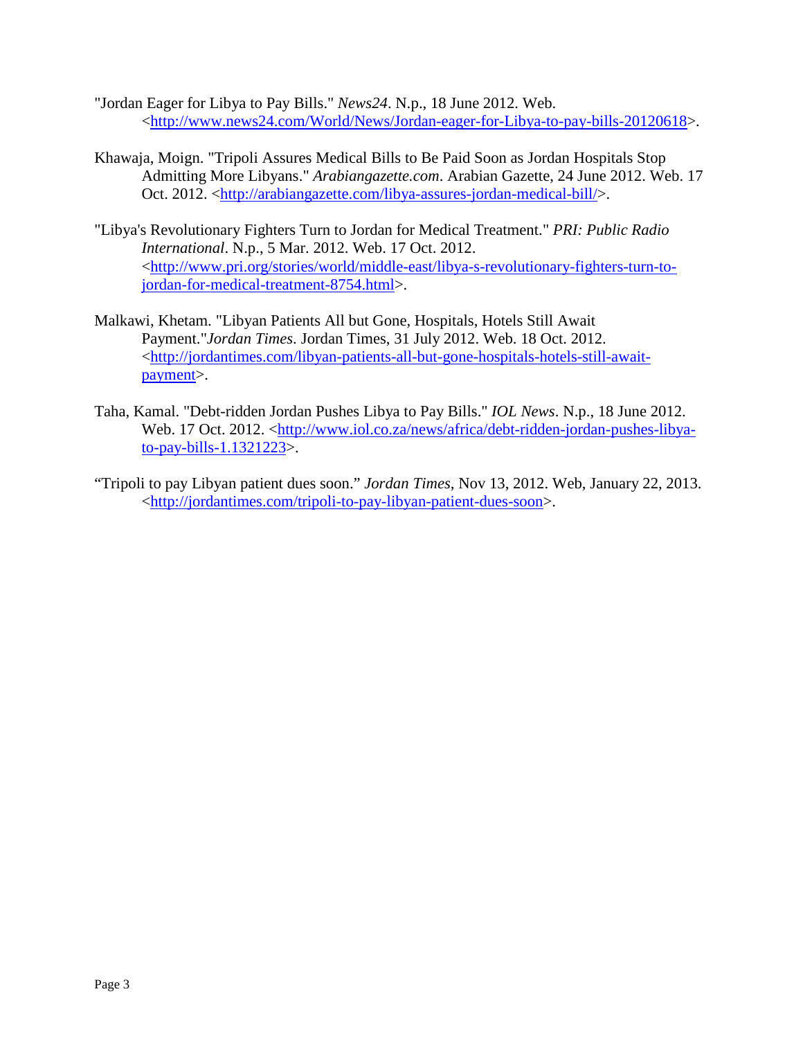"Jordan Eager for Libya to Pay Bills." *News24*. N.p., 18 June 2012. Web. <http://www.news24.com/World/News/Jordan-eager-for-Libya-to-pay-bills-20120618>.

Khawaja, Moign. "Tripoli Assures Medical Bills to Be Paid Soon as Jordan Hospitals Stop Admitting More Libyans." *Arabiangazette.com*. Arabian Gazette, 24 June 2012. Web. 17 Oct. 2012. <http://arabiangazette.com/libya-assures-jordan-medical-bill/>.

"Libya's Revolutionary Fighters Turn to Jordan for Medical Treatment." *PRI: Public Radio International*. N.p., 5 Mar. 2012. Web. 17 Oct. 2012. <http://www.pri.org/stories/world/middle-east/libya-s-revolutionary-fighters-turn-to-jordan-for-medical-treatment-8754.html>.

Malkawi, Khetam. "Libyan Patients All but Gone, Hospitals, Hotels Still Await Payment."*Jordan Times*. Jordan Times, 31 July 2012. Web. 18 Oct. 2012. <http://jordantimes.com/libyan-patients-all-but-gone-hospitals-hotels-still-await-payment>.

Taha, Kamal. "Debt-ridden Jordan Pushes Libya to Pay Bills." *IOL News*. N.p., 18 June 2012. Web. 17 Oct. 2012. <http://www.iol.co.za/news/africa/debt-ridden-jordan-pushes-libya-to-pay-bills-1.1321223>.

"Tripoli to pay Libyan patient dues soon." *Jordan Times*, Nov 13, 2012. Web, January 22, 2013. <http://jordantimes.com/tripoli-to-pay-libyan-patient-dues-soon>.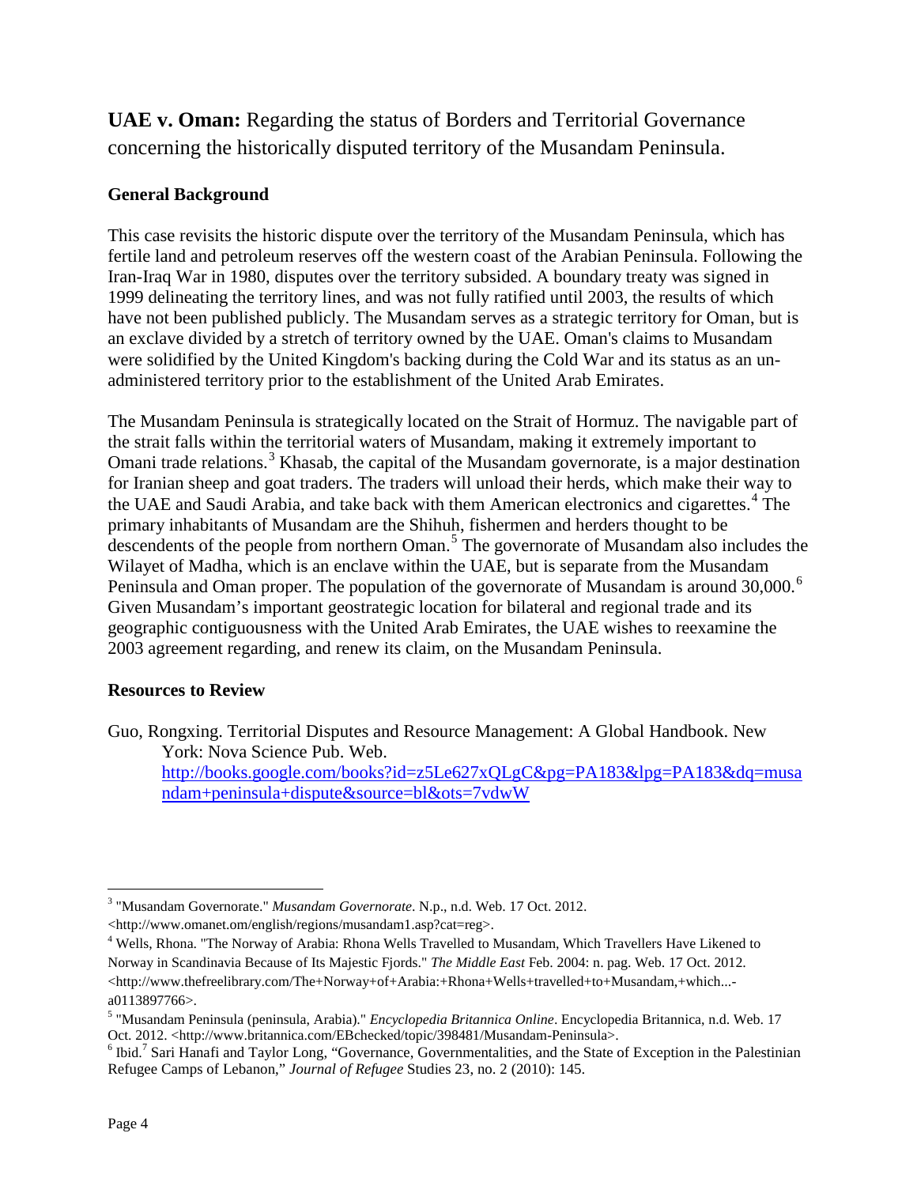**UAE v. Oman:** Regarding the status of Borders and Territorial Governance concerning the historically disputed territory of the Musandam Peninsula.

### General Background

This case revisits the historic dispute over the territory of the Musandam Peninsula, which has fertile land and petroleum reserves off the western coast of the Arabian Peninsula. Following the Iran-Iraq War in 1980, disputes over the territory subsided. A boundary treaty was signed in 1999 delineating the territory lines, and was not fully ratified until 2003, the results of which have not been published publicly. The Musandam serves as a strategic territory for Oman, but is an exclave divided by a stretch of territory owned by the UAE. Oman's claims to Musandam were solidified by the United Kingdom's backing during the Cold War and its status as an un-administered territory prior to the establishment of the United Arab Emirates.

The Musandam Peninsula is strategically located on the Strait of Hormuz. The navigable part of the strait falls within the territorial waters of Musandam, making it extremely important to Omani trade relations.[3] Khasab, the capital of the Musandam governorate, is a major destination for Iranian sheep and goat traders. The traders will unload their herds, which make their way to the UAE and Saudi Arabia, and take back with them American electronics and cigarettes.[4] The primary inhabitants of Musandam are the Shihuh, fishermen and herders thought to be descendents of the people from northern Oman.[5] The governorate of Musandam also includes the Wilayet of Madha, which is an enclave within the UAE, but is separate from the Musandam Peninsula and Oman proper. The population of the governorate of Musandam is around 30,000.[6] Given Musandam's important geostrategic location for bilateral and regional trade and its geographic contiguousness with the United Arab Emirates, the UAE wishes to reexamine the 2003 agreement regarding, and renew its claim, on the Musandam Peninsula.

### Resources to Review

Guo, Rongxing. Territorial Disputes and Resource Management: A Global Handbook. New York: Nova Science Pub. Web. http://books.google.com/books?id=z5Le627xQLgC&pg=PA183&lpg=PA183&dq=musandam+peninsula+dispute&source=bl&ots=7vdwW

---

[3] "Musandam Governorate." *Musandam Governorate*. N.p., n.d. Web. 17 Oct. 2012. <http://www.omanet.om/english/regions/musandam1.asp?cat=reg>.

[4] Wells, Rhona. "The Norway of Arabia: Rhona Wells Travelled to Musandam, Which Travellers Have Likened to Norway in Scandinavia Because of Its Majestic Fjords." *The Middle East* Feb. 2004: n. pag. Web. 17 Oct. 2012. <http://www.thefreelibrary.com/The+Norway+of+Arabia:+Rhona+Wells+travelled+to+Musandam,+which...-a0113897766>.

[5] "Musandam Peninsula (peninsula, Arabia)." *Encyclopedia Britannica Online*. Encyclopedia Britannica, n.d. Web. 17 Oct. 2012. <http://www.britannica.com/EBchecked/topic/398481/Musandam-Peninsula>.

[6] Ibid.[7] Sari Hanafi and Taylor Long, "Governance, Governmentalities, and the State of Exception in the Palestinian Refugee Camps of Lebanon," *Journal of Refugee* Studies 23, no. 2 (2010): 145.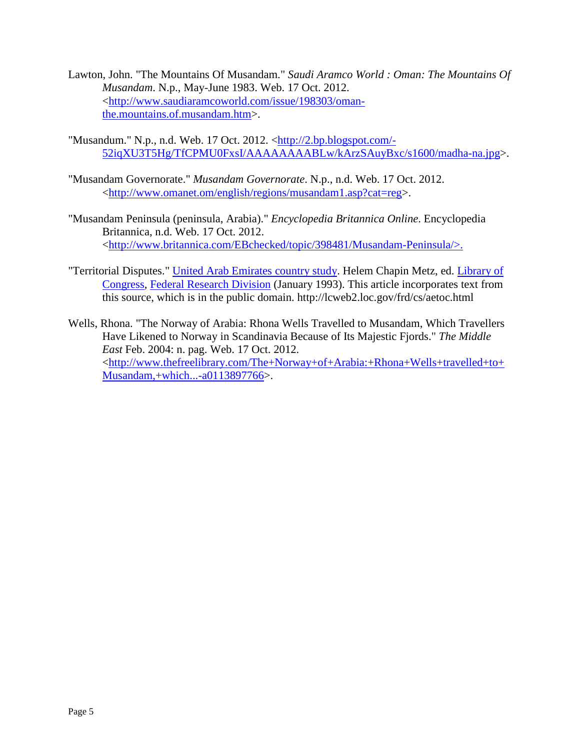Lawton, John. "The Mountains Of Musandam." *Saudi Aramco World : Oman: The Mountains Of Musandam*. N.p., May-June 1983. Web. 17 Oct. 2012. <http://www.saudiaramcoworld.com/issue/198303/oman-the.mountains.of.musandam.htm>.

"Musandum." N.p., n.d. Web. 17 Oct. 2012. <http://2.bp.blogspot.com/-52iqXU3T5Hg/TfCPMU0FxsI/AAAAAAAABLw/kArzSAuyBxc/s1600/madha-na.jpg>.

"Musandam Governorate." *Musandam Governorate*. N.p., n.d. Web. 17 Oct. 2012. <http://www.omanet.om/english/regions/musandam1.asp?cat=reg>.

"Musandam Peninsula (peninsula, Arabia)." *Encyclopedia Britannica Online*. Encyclopedia Britannica, n.d. Web. 17 Oct. 2012. <http://www.britannica.com/EBchecked/topic/398481/Musandam-Peninsula/>.

"Territorial Disputes." United Arab Emirates country study. Helem Chapin Metz, ed. Library of Congress, Federal Research Division (January 1993). This article incorporates text from this source, which is in the public domain. http://lcweb2.loc.gov/frd/cs/aetoc.html

Wells, Rhona. "The Norway of Arabia: Rhona Wells Travelled to Musandam, Which Travellers Have Likened to Norway in Scandinavia Because of Its Majestic Fjords." *The Middle East* Feb. 2004: n. pag. Web. 17 Oct. 2012. <http://www.thefreelibrary.com/The+Norway+of+Arabia:+Rhona+Wells+travelled+to+Musandam,+which...-a0113897766>.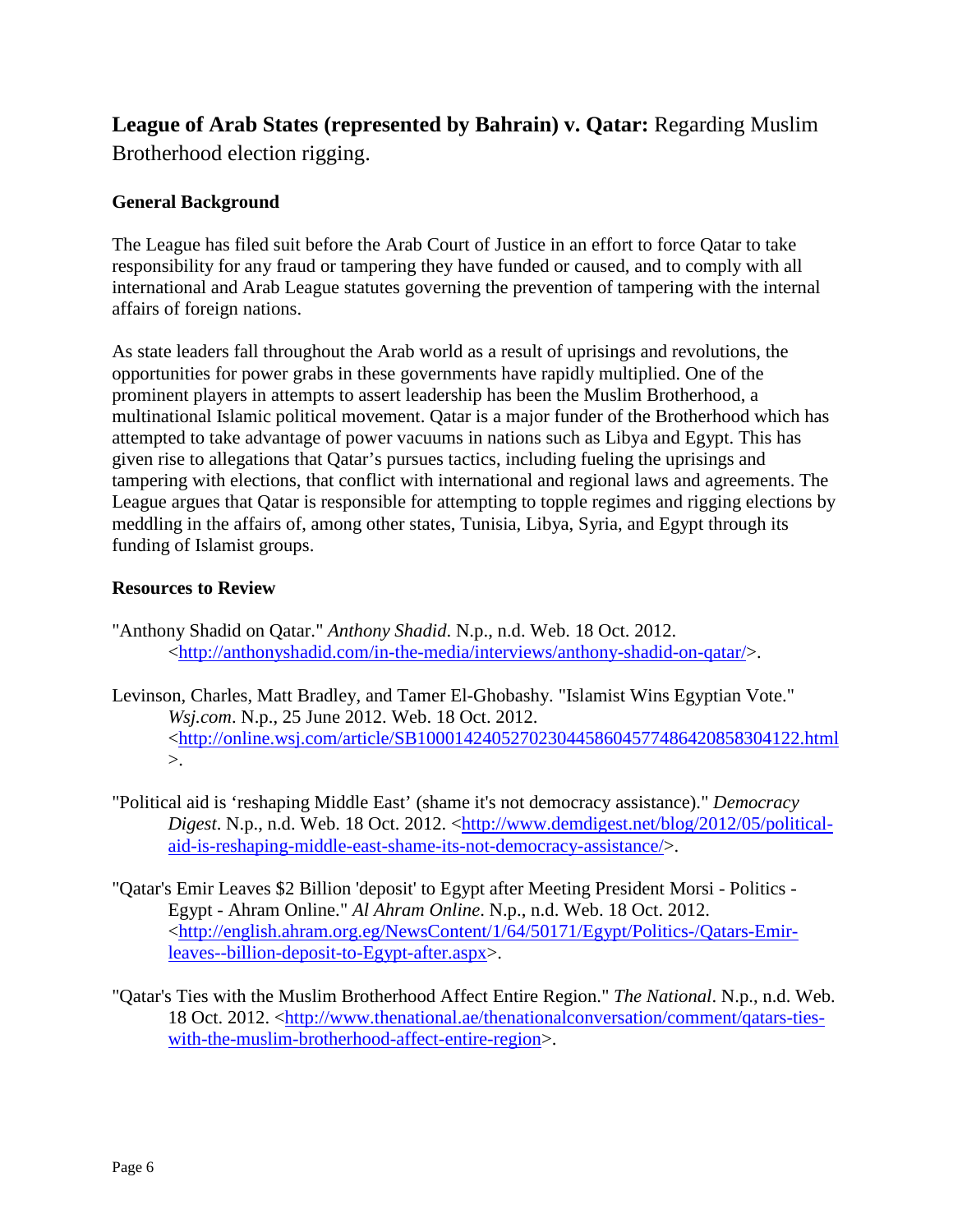## **League of Arab States (represented by Bahrain) v. Qatar:** Regarding Muslim Brotherhood election rigging.

### General Background

The League has filed suit before the Arab Court of Justice in an effort to force Qatar to take responsibility for any fraud or tampering they have funded or caused, and to comply with all international and Arab League statutes governing the prevention of tampering with the internal affairs of foreign nations.

As state leaders fall throughout the Arab world as a result of uprisings and revolutions, the opportunities for power grabs in these governments have rapidly multiplied. One of the prominent players in attempts to assert leadership has been the Muslim Brotherhood, a multinational Islamic political movement. Qatar is a major funder of the Brotherhood which has attempted to take advantage of power vacuums in nations such as Libya and Egypt. This has given rise to allegations that Qatar's pursues tactics, including fueling the uprisings and tampering with elections, that conflict with international and regional laws and agreements. The League argues that Qatar is responsible for attempting to topple regimes and rigging elections by meddling in the affairs of, among other states, Tunisia, Libya, Syria, and Egypt through its funding of Islamist groups.

### Resources to Review

"Anthony Shadid on Qatar." *Anthony Shadid*. N.p., n.d. Web. 18 Oct. 2012. <http://anthonyshadid.com/in-the-media/interviews/anthony-shadid-on-qatar/>.

Levinson, Charles, Matt Bradley, and Tamer El-Ghobashy. "Islamist Wins Egyptian Vote." *Wsj.com*. N.p., 25 June 2012. Web. 18 Oct. 2012. <http://online.wsj.com/article/SB10001424052702304458604577486420858304122.html>.

"Political aid is 'reshaping Middle East' (shame it's not democracy assistance)." *Democracy Digest*. N.p., n.d. Web. 18 Oct. 2012. <http://www.demdigest.net/blog/2012/05/political-aid-is-reshaping-middle-east-shame-its-not-democracy-assistance/>.

"Qatar's Emir Leaves $2 Billion 'deposit' to Egypt after Meeting President Morsi - Politics - Egypt - Ahram Online." *Al Ahram Online*. N.p., n.d. Web. 18 Oct. 2012. <http://english.ahram.org.eg/NewsContent/1/64/50171/Egypt/Politics-/Qatars-Emir-leaves--billion-deposit-to-Egypt-after.aspx>.

"Qatar's Ties with the Muslim Brotherhood Affect Entire Region." *The National*. N.p., n.d. Web. 18 Oct. 2012. <http://www.thenational.ae/thenationalconversation/comment/qatars-ties-with-the-muslim-brotherhood-affect-entire-region>.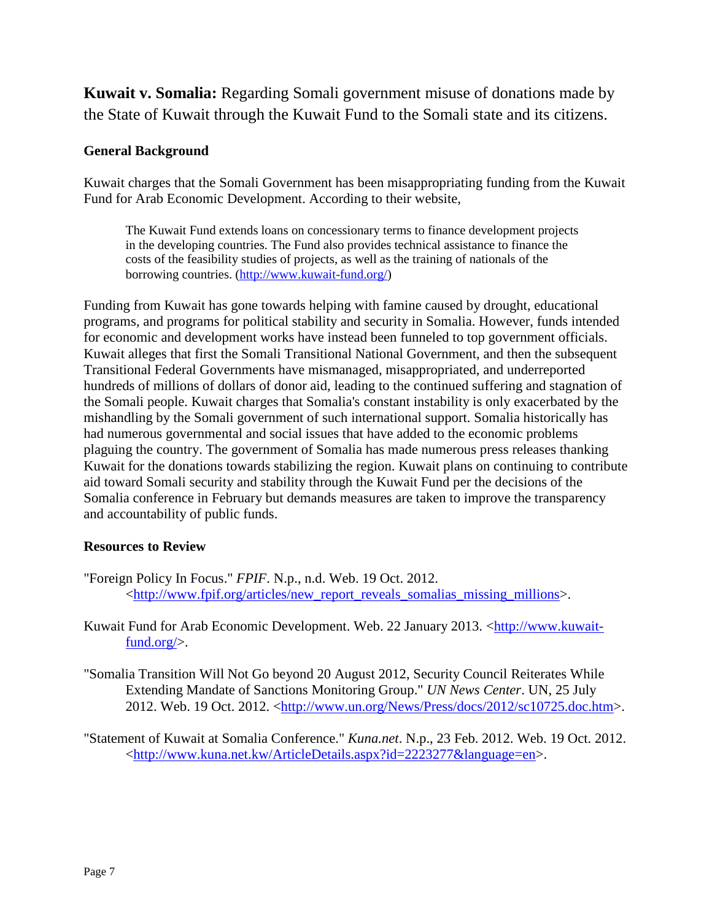**Kuwait v. Somalia:** Regarding Somali government misuse of donations made by the State of Kuwait through the Kuwait Fund to the Somali state and its citizens.

### General Background

Kuwait charges that the Somali Government has been misappropriating funding from the Kuwait Fund for Arab Economic Development. According to their website,

> The Kuwait Fund extends loans on concessionary terms to finance development projects in the developing countries. The Fund also provides technical assistance to finance the costs of the feasibility studies of projects, as well as the training of nationals of the borrowing countries. (http://www.kuwait-fund.org/)

Funding from Kuwait has gone towards helping with famine caused by drought, educational programs, and programs for political stability and security in Somalia. However, funds intended for economic and development works have instead been funneled to top government officials. Kuwait alleges that first the Somali Transitional National Government, and then the subsequent Transitional Federal Governments have mismanaged, misappropriated, and underreported hundreds of millions of dollars of donor aid, leading to the continued suffering and stagnation of the Somali people. Kuwait charges that Somalia's constant instability is only exacerbated by the mishandling by the Somali government of such international support. Somalia historically has had numerous governmental and social issues that have added to the economic problems plaguing the country. The government of Somalia has made numerous press releases thanking Kuwait for the donations towards stabilizing the region. Kuwait plans on continuing to contribute aid toward Somali security and stability through the Kuwait Fund per the decisions of the Somalia conference in February but demands measures are taken to improve the transparency and accountability of public funds.

### Resources to Review

"Foreign Policy In Focus." *FPIF*. N.p., n.d. Web. 19 Oct. 2012. <http://www.fpif.org/articles/new_report_reveals_somalias_missing_millions>.

Kuwait Fund for Arab Economic Development. Web. 22 January 2013. <http://www.kuwait-fund.org/>.

"Somalia Transition Will Not Go beyond 20 August 2012, Security Council Reiterates While Extending Mandate of Sanctions Monitoring Group." *UN News Center*. UN, 25 July 2012. Web. 19 Oct. 2012. <http://www.un.org/News/Press/docs/2012/sc10725.doc.htm>.

"Statement of Kuwait at Somalia Conference." *Kuna.net*. N.p., 23 Feb. 2012. Web. 19 Oct. 2012. <http://www.kuna.net.kw/ArticleDetails.aspx?id=2223277&language=en>.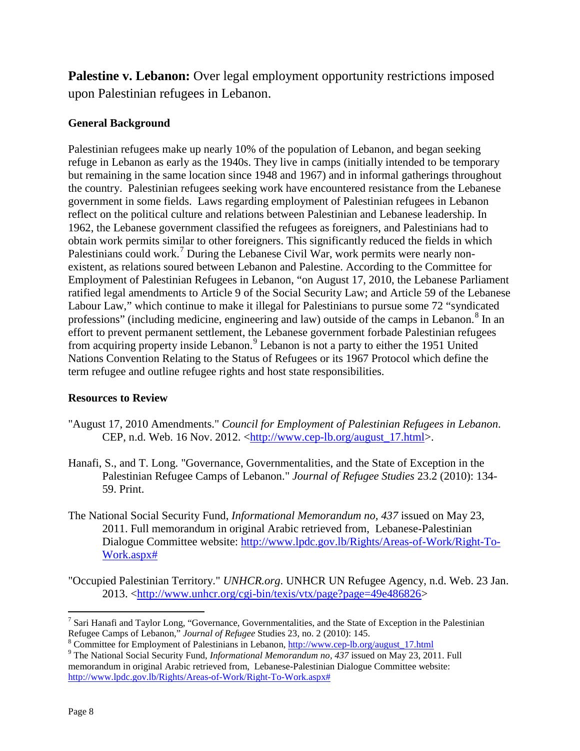**Palestine v. Lebanon:** Over legal employment opportunity restrictions imposed upon Palestinian refugees in Lebanon.

### General Background

Palestinian refugees make up nearly 10% of the population of Lebanon, and began seeking refuge in Lebanon as early as the 1940s. They live in camps (initially intended to be temporary but remaining in the same location since 1948 and 1967) and in informal gatherings throughout the country. Palestinian refugees seeking work have encountered resistance from the Lebanese government in some fields. Laws regarding employment of Palestinian refugees in Lebanon reflect on the political culture and relations between Palestinian and Lebanese leadership. In 1962, the Lebanese government classified the refugees as foreigners, and Palestinians had to obtain work permits similar to other foreigners. This significantly reduced the fields in which Palestinians could work.[7] During the Lebanese Civil War, work permits were nearly non-existent, as relations soured between Lebanon and Palestine. According to the Committee for Employment of Palestinian Refugees in Lebanon, "on August 17, 2010, the Lebanese Parliament ratified legal amendments to Article 9 of the Social Security Law; and Article 59 of the Lebanese Labour Law," which continue to make it illegal for Palestinians to pursue some 72 "syndicated professions" (including medicine, engineering and law) outside of the camps in Lebanon.[8] In an effort to prevent permanent settlement, the Lebanese government forbade Palestinian refugees from acquiring property inside Lebanon.[9] Lebanon is not a party to either the 1951 United Nations Convention Relating to the Status of Refugees or its 1967 Protocol which define the term refugee and outline refugee rights and host state responsibilities.

### Resources to Review

"August 17, 2010 Amendments." *Council for Employment of Palestinian Refugees in Lebanon*. CEP, n.d. Web. 16 Nov. 2012. <http://www.cep-lb.org/august_17.html>.

Hanafi, S., and T. Long. "Governance, Governmentalities, and the State of Exception in the Palestinian Refugee Camps of Lebanon." *Journal of Refugee Studies* 23.2 (2010): 134-59. Print.

The National Social Security Fund, *Informational Memorandum no, 437* issued on May 23, 2011. Full memorandum in original Arabic retrieved from, Lebanese-Palestinian Dialogue Committee website: http://www.lpdc.gov.lb/Rights/Areas-of-Work/Right-To-Work.aspx#

"Occupied Palestinian Territory." *UNHCR.org*. UNHCR UN Refugee Agency, n.d. Web. 23 Jan. 2013. <http://www.unhcr.org/cgi-bin/texis/vtx/page?page=49e486826>

---

[7] Sari Hanafi and Taylor Long, "Governance, Governmentalities, and the State of Exception in the Palestinian Refugee Camps of Lebanon," *Journal of Refugee* Studies 23, no. 2 (2010): 145.

[8] Committee for Employment of Palestinians in Lebanon, http://www.cep-lb.org/august_17.html

[9] The National Social Security Fund, *Informational Memorandum no, 437* issued on May 23, 2011. Full memorandum in original Arabic retrieved from, Lebanese-Palestinian Dialogue Committee website: http://www.lpdc.gov.lb/Rights/Areas-of-Work/Right-To-Work.aspx#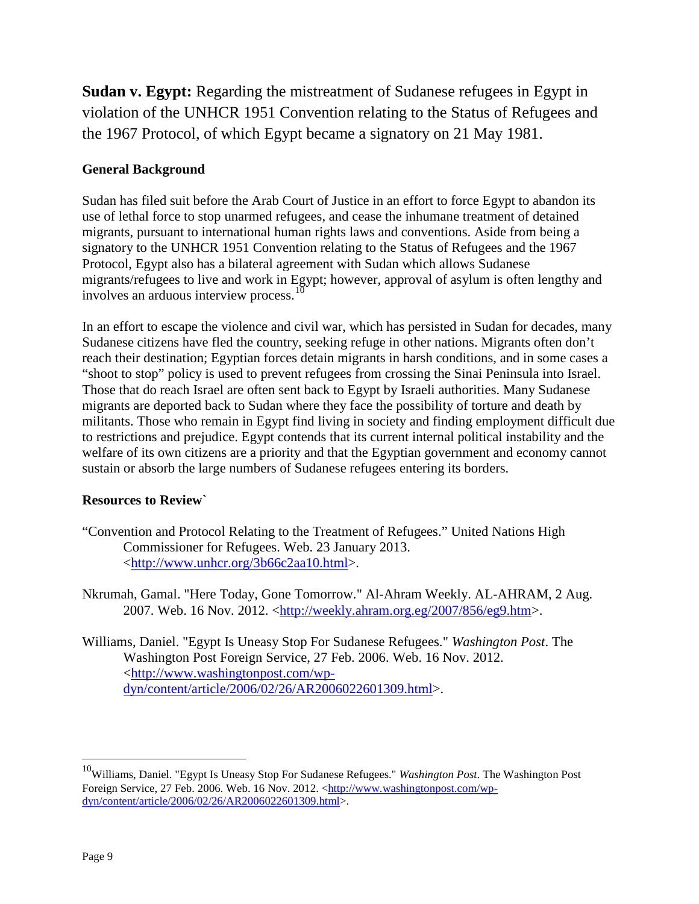**Sudan v. Egypt:** Regarding the mistreatment of Sudanese refugees in Egypt in violation of the UNHCR 1951 Convention relating to the Status of Refugees and the 1967 Protocol, of which Egypt became a signatory on 21 May 1981.

### General Background

Sudan has filed suit before the Arab Court of Justice in an effort to force Egypt to abandon its use of lethal force to stop unarmed refugees, and cease the inhumane treatment of detained migrants, pursuant to international human rights laws and conventions. Aside from being a signatory to the UNHCR 1951 Convention relating to the Status of Refugees and the 1967 Protocol, Egypt also has a bilateral agreement with Sudan which allows Sudanese migrants/refugees to live and work in Egypt; however, approval of asylum is often lengthy and involves an arduous interview process.[10]

In an effort to escape the violence and civil war, which has persisted in Sudan for decades, many Sudanese citizens have fled the country, seeking refuge in other nations. Migrants often don't reach their destination; Egyptian forces detain migrants in harsh conditions, and in some cases a "shoot to stop" policy is used to prevent refugees from crossing the Sinai Peninsula into Israel. Those that do reach Israel are often sent back to Egypt by Israeli authorities. Many Sudanese migrants are deported back to Sudan where they face the possibility of torture and death by militants. Those who remain in Egypt find living in society and finding employment difficult due to restrictions and prejudice. Egypt contends that its current internal political instability and the welfare of its own citizens are a priority and that the Egyptian government and economy cannot sustain or absorb the large numbers of Sudanese refugees entering its borders.

### Resources to Review`

"Convention and Protocol Relating to the Treatment of Refugees." United Nations High Commissioner for Refugees. Web. 23 January 2013. <http://www.unhcr.org/3b66c2aa10.html>.

Nkrumah, Gamal. "Here Today, Gone Tomorrow." Al-Ahram Weekly. AL-AHRAM, 2 Aug. 2007. Web. 16 Nov. 2012. <http://weekly.ahram.org.eg/2007/856/eg9.htm>.

Williams, Daniel. "Egypt Is Uneasy Stop For Sudanese Refugees." *Washington Post*. The Washington Post Foreign Service, 27 Feb. 2006. Web. 16 Nov. 2012. <http://www.washingtonpost.com/wp-dyn/content/article/2006/02/26/AR2006022601309.html>.

---

[10] Williams, Daniel. "Egypt Is Uneasy Stop For Sudanese Refugees." *Washington Post*. The Washington Post Foreign Service, 27 Feb. 2006. Web. 16 Nov. 2012. <http://www.washingtonpost.com/wp-dyn/content/article/2006/02/26/AR2006022601309.html>.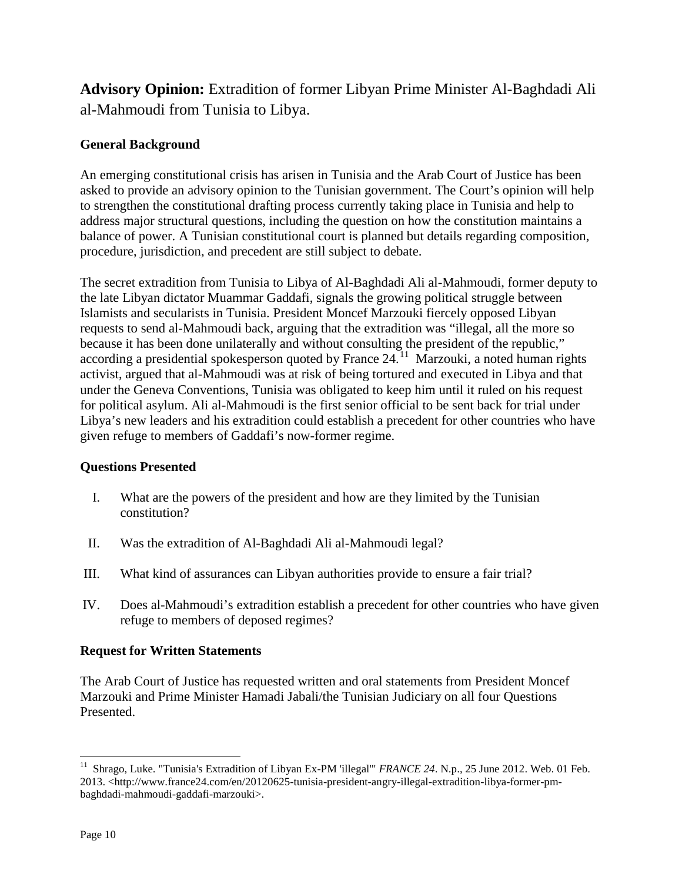## **Advisory Opinion:** Extradition of former Libyan Prime Minister Al-Baghdadi Ali al-Mahmoudi from Tunisia to Libya.

### General Background

An emerging constitutional crisis has arisen in Tunisia and the Arab Court of Justice has been asked to provide an advisory opinion to the Tunisian government. The Court's opinion will help to strengthen the constitutional drafting process currently taking place in Tunisia and help to address major structural questions, including the question on how the constitution maintains a balance of power. A Tunisian constitutional court is planned but details regarding composition, procedure, jurisdiction, and precedent are still subject to debate.

The secret extradition from Tunisia to Libya of Al-Baghdadi Ali al-Mahmoudi, former deputy to the late Libyan dictator Muammar Gaddafi, signals the growing political struggle between Islamists and secularists in Tunisia. President Moncef Marzouki fiercely opposed Libyan requests to send al-Mahmoudi back, arguing that the extradition was "illegal, all the more so because it has been done unilaterally and without consulting the president of the republic," according a presidential spokesperson quoted by France 24.[11] Marzouki, a noted human rights activist, argued that al-Mahmoudi was at risk of being tortured and executed in Libya and that under the Geneva Conventions, Tunisia was obligated to keep him until it ruled on his request for political asylum. Ali al-Mahmoudi is the first senior official to be sent back for trial under Libya's new leaders and his extradition could establish a precedent for other countries who have given refuge to members of Gaddafi's now-former regime.

### Questions Presented

I. What are the powers of the president and how are they limited by the Tunisian constitution?

II. Was the extradition of Al-Baghdadi Ali al-Mahmoudi legal?

III. What kind of assurances can Libyan authorities provide to ensure a fair trial?

IV. Does al-Mahmoudi's extradition establish a precedent for other countries who have given refuge to members of deposed regimes?

### Request for Written Statements

The Arab Court of Justice has requested written and oral statements from President Moncef Marzouki and Prime Minister Hamadi Jabali/the Tunisian Judiciary on all four Questions Presented.

---

[11] Shrago, Luke. "Tunisia's Extradition of Libyan Ex-PM 'illegal'" *FRANCE 24*. N.p., 25 June 2012. Web. 01 Feb. 2013. <http://www.france24.com/en/20120625-tunisia-president-angry-illegal-extradition-libya-former-pm-baghdadi-mahmoudi-gaddafi-marzouki>.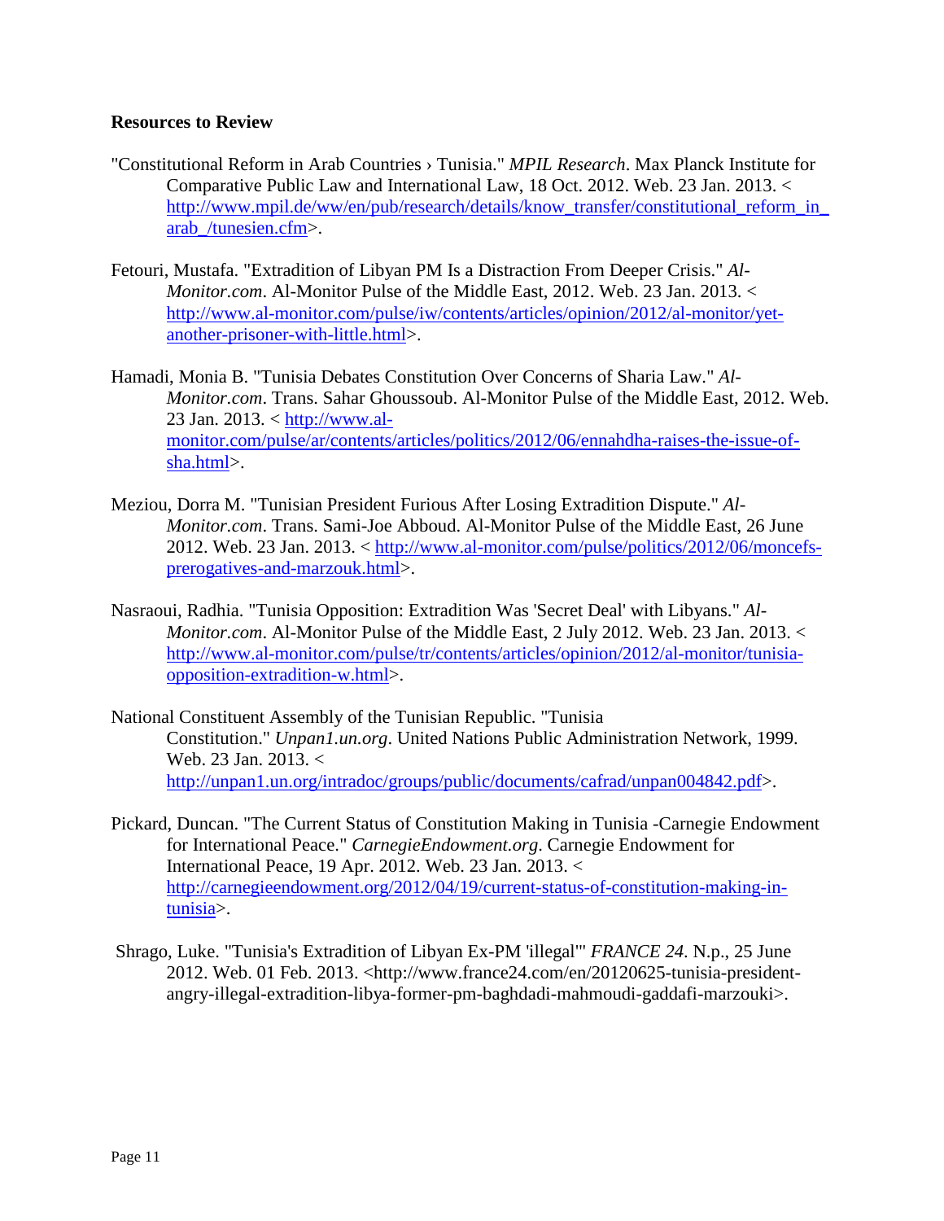**Resources to Review**

"Constitutional Reform in Arab Countries › Tunisia." *MPIL Research*. Max Planck Institute for Comparative Public Law and International Law, 18 Oct. 2012. Web. 23 Jan. 2013. < http://www.mpil.de/ww/en/pub/research/details/know_transfer/constitutional_reform_in_arab_/tunesien.cfm>.

Fetouri, Mustafa. "Extradition of Libyan PM Is a Distraction From Deeper Crisis." *Al-Monitor.com*. Al-Monitor Pulse of the Middle East, 2012. Web. 23 Jan. 2013. < http://www.al-monitor.com/pulse/iw/contents/articles/opinion/2012/al-monitor/yet-another-prisoner-with-little.html>.

Hamadi, Monia B. "Tunisia Debates Constitution Over Concerns of Sharia Law." *Al-Monitor.com*. Trans. Sahar Ghoussoub. Al-Monitor Pulse of the Middle East, 2012. Web. 23 Jan. 2013. < http://www.al-monitor.com/pulse/ar/contents/articles/politics/2012/06/ennahdha-raises-the-issue-of-sha.html>.

Meziou, Dorra M. "Tunisian President Furious After Losing Extradition Dispute." *Al-Monitor.com*. Trans. Sami-Joe Abboud. Al-Monitor Pulse of the Middle East, 26 June 2012. Web. 23 Jan. 2013. < http://www.al-monitor.com/pulse/politics/2012/06/moncefs-prerogatives-and-marzouk.html>.

Nasraoui, Radhia. "Tunisia Opposition: Extradition Was 'Secret Deal' with Libyans." *Al-Monitor.com*. Al-Monitor Pulse of the Middle East, 2 July 2012. Web. 23 Jan. 2013. < http://www.al-monitor.com/pulse/tr/contents/articles/opinion/2012/al-monitor/tunisia-opposition-extradition-w.html>.

National Constituent Assembly of the Tunisian Republic. "Tunisia Constitution." *Unpan1.un.org*. United Nations Public Administration Network, 1999. Web. 23 Jan. 2013. < http://unpan1.un.org/intradoc/groups/public/documents/cafrad/unpan004842.pdf>.

Pickard, Duncan. "The Current Status of Constitution Making in Tunisia -Carnegie Endowment for International Peace." *CarnegieEndowment.org*. Carnegie Endowment for International Peace, 19 Apr. 2012. Web. 23 Jan. 2013. < http://carnegieendowment.org/2012/04/19/current-status-of-constitution-making-in-tunisia>.

Shrago, Luke. "Tunisia's Extradition of Libyan Ex-PM 'illegal'" *FRANCE 24*. N.p., 25 June 2012. Web. 01 Feb. 2013. <http://www.france24.com/en/20120625-tunisia-president-angry-illegal-extradition-libya-former-pm-baghdadi-mahmoudi-gaddafi-marzouki>.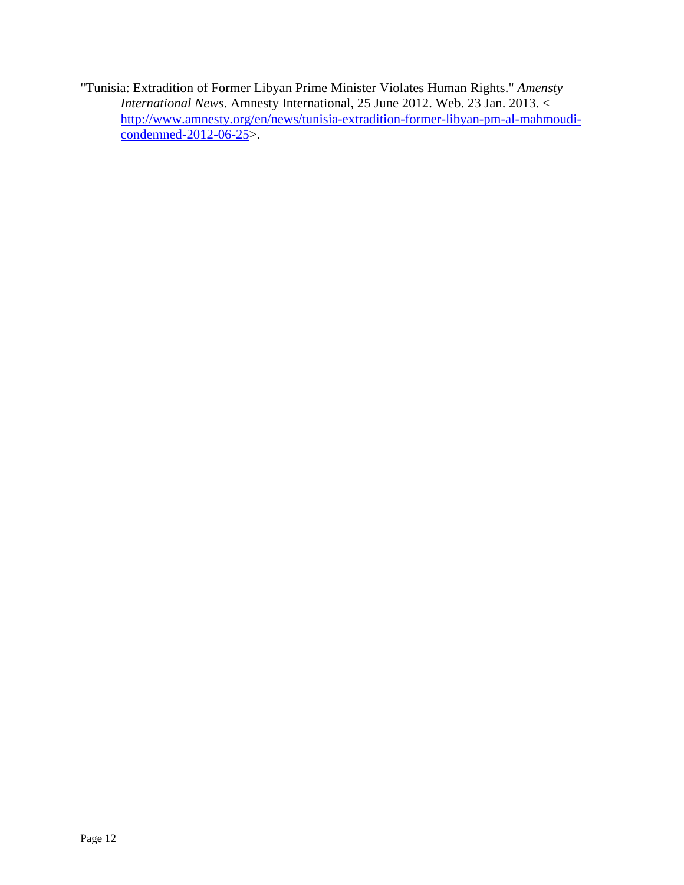"Tunisia: Extradition of Former Libyan Prime Minister Violates Human Rights." *Amensty International News*. Amnesty International, 25 June 2012. Web. 23 Jan. 2013. < http://www.amnesty.org/en/news/tunisia-extradition-former-libyan-pm-al-mahmoudi-condemned-2012-06-25>.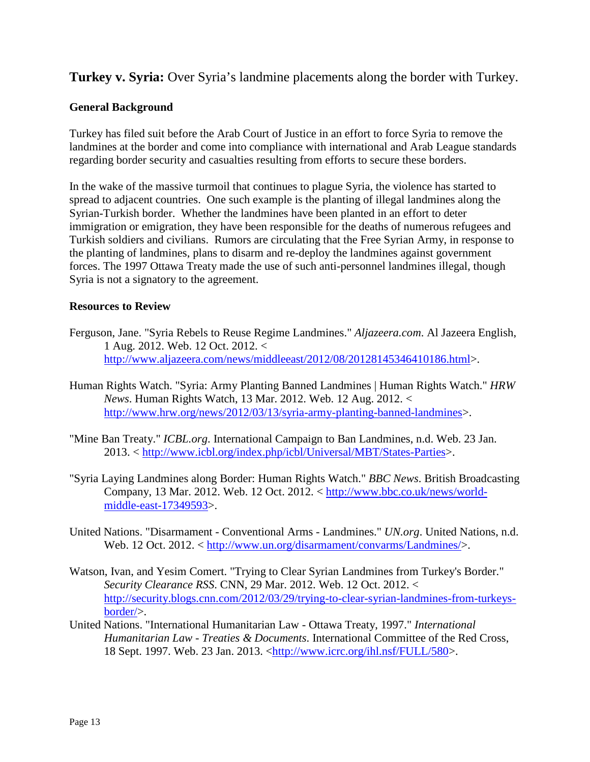## **Turkey v. Syria:** Over Syria's landmine placements along the border with Turkey.

### General Background

Turkey has filed suit before the Arab Court of Justice in an effort to force Syria to remove the landmines at the border and come into compliance with international and Arab League standards regarding border security and casualties resulting from efforts to secure these borders.

In the wake of the massive turmoil that continues to plague Syria, the violence has started to spread to adjacent countries. One such example is the planting of illegal landmines along the Syrian-Turkish border. Whether the landmines have been planted in an effort to deter immigration or emigration, they have been responsible for the deaths of numerous refugees and Turkish soldiers and civilians. Rumors are circulating that the Free Syrian Army, in response to the planting of landmines, plans to disarm and re-deploy the landmines against government forces. The 1997 Ottawa Treaty made the use of such anti-personnel landmines illegal, though Syria is not a signatory to the agreement.

### Resources to Review

Ferguson, Jane. "Syria Rebels to Reuse Regime Landmines." *Aljazeera.com*. Al Jazeera English, 1 Aug. 2012. Web. 12 Oct. 2012. < http://www.aljazeera.com/news/middleeast/2012/08/20128145346410186.html>.

Human Rights Watch. "Syria: Army Planting Banned Landmines | Human Rights Watch." *HRW News*. Human Rights Watch, 13 Mar. 2012. Web. 12 Aug. 2012. < http://www.hrw.org/news/2012/03/13/syria-army-planting-banned-landmines>.

"Mine Ban Treaty." *ICBL.org*. International Campaign to Ban Landmines, n.d. Web. 23 Jan. 2013. < http://www.icbl.org/index.php/icbl/Universal/MBT/States-Parties>.

"Syria Laying Landmines along Border: Human Rights Watch." *BBC News*. British Broadcasting Company, 13 Mar. 2012. Web. 12 Oct. 2012. < http://www.bbc.co.uk/news/world-middle-east-17349593>.

United Nations. "Disarmament - Conventional Arms - Landmines." *UN.org*. United Nations, n.d. Web. 12 Oct. 2012. < http://www.un.org/disarmament/convarms/Landmines/>.

Watson, Ivan, and Yesim Comert. "Trying to Clear Syrian Landmines from Turkey's Border." *Security Clearance RSS*. CNN, 29 Mar. 2012. Web. 12 Oct. 2012. < http://security.blogs.cnn.com/2012/03/29/trying-to-clear-syrian-landmines-from-turkeys-border/>.

United Nations. "International Humanitarian Law - Ottawa Treaty, 1997." *International Humanitarian Law - Treaties & Documents*. International Committee of the Red Cross, 18 Sept. 1997. Web. 23 Jan. 2013. <http://www.icrc.org/ihl.nsf/FULL/580>.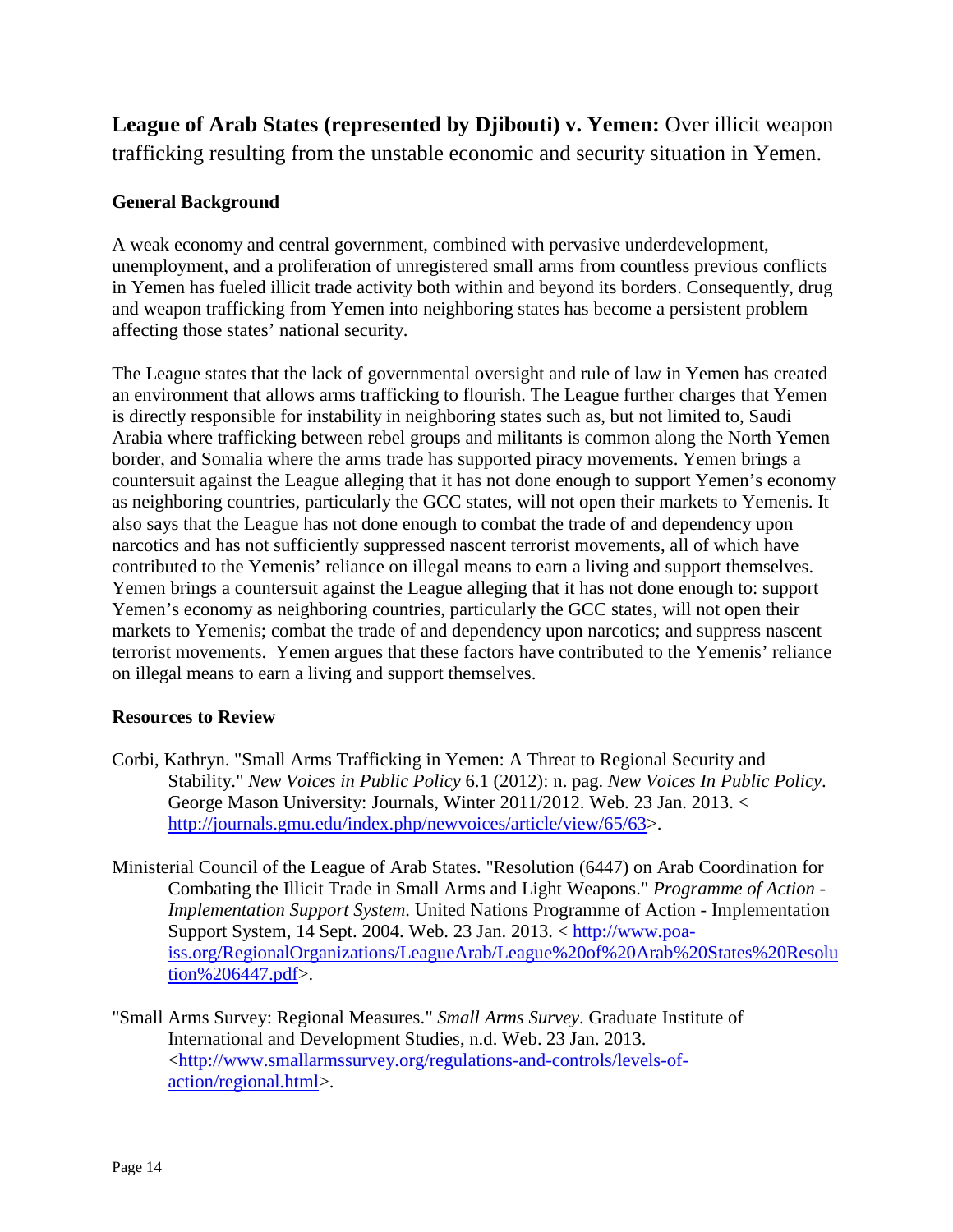**League of Arab States (represented by Djibouti) v. Yemen:** Over illicit weapon trafficking resulting from the unstable economic and security situation in Yemen.

### General Background

A weak economy and central government, combined with pervasive underdevelopment, unemployment, and a proliferation of unregistered small arms from countless previous conflicts in Yemen has fueled illicit trade activity both within and beyond its borders. Consequently, drug and weapon trafficking from Yemen into neighboring states has become a persistent problem affecting those states' national security.

The League states that the lack of governmental oversight and rule of law in Yemen has created an environment that allows arms trafficking to flourish. The League further charges that Yemen is directly responsible for instability in neighboring states such as, but not limited to, Saudi Arabia where trafficking between rebel groups and militants is common along the North Yemen border, and Somalia where the arms trade has supported piracy movements. Yemen brings a countersuit against the League alleging that it has not done enough to support Yemen's economy as neighboring countries, particularly the GCC states, will not open their markets to Yemenis. It also says that the League has not done enough to combat the trade of and dependency upon narcotics and has not sufficiently suppressed nascent terrorist movements, all of which have contributed to the Yemenis' reliance on illegal means to earn a living and support themselves. Yemen brings a countersuit against the League alleging that it has not done enough to: support Yemen's economy as neighboring countries, particularly the GCC states, will not open their markets to Yemenis; combat the trade of and dependency upon narcotics; and suppress nascent terrorist movements. Yemen argues that these factors have contributed to the Yemenis' reliance on illegal means to earn a living and support themselves.

### Resources to Review

Corbi, Kathryn. "Small Arms Trafficking in Yemen: A Threat to Regional Security and Stability." *New Voices in Public Policy* 6.1 (2012): n. pag. *New Voices In Public Policy*. George Mason University: Journals, Winter 2011/2012. Web. 23 Jan. 2013. < http://journals.gmu.edu/index.php/newvoices/article/view/65/63>.

Ministerial Council of the League of Arab States. "Resolution (6447) on Arab Coordination for Combating the Illicit Trade in Small Arms and Light Weapons." *Programme of Action - Implementation Support System*. United Nations Programme of Action - Implementation Support System, 14 Sept. 2004. Web. 23 Jan. 2013. < http://www.poa-iss.org/RegionalOrganizations/LeagueArab/League%20of%20Arab%20States%20Resolution%206447.pdf>.

"Small Arms Survey: Regional Measures." *Small Arms Survey*. Graduate Institute of International and Development Studies, n.d. Web. 23 Jan. 2013. <http://www.smallarmssurvey.org/regulations-and-controls/levels-of-action/regional.html>.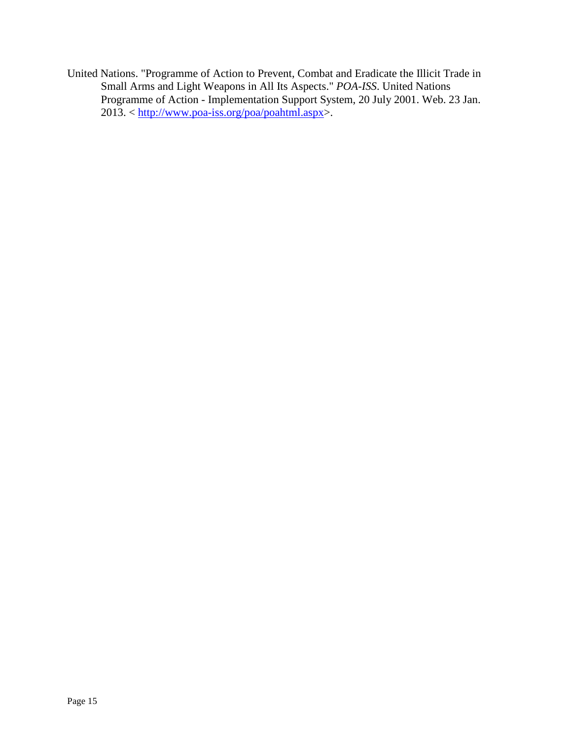United Nations. "Programme of Action to Prevent, Combat and Eradicate the Illicit Trade in Small Arms and Light Weapons in All Its Aspects." *POA-ISS*. United Nations Programme of Action - Implementation Support System, 20 July 2001. Web. 23 Jan. 2013. < [http://www.poa-iss.org/poa/poahtml.aspx](http://www.poa-iss.org/poa/poahtml.aspx)>.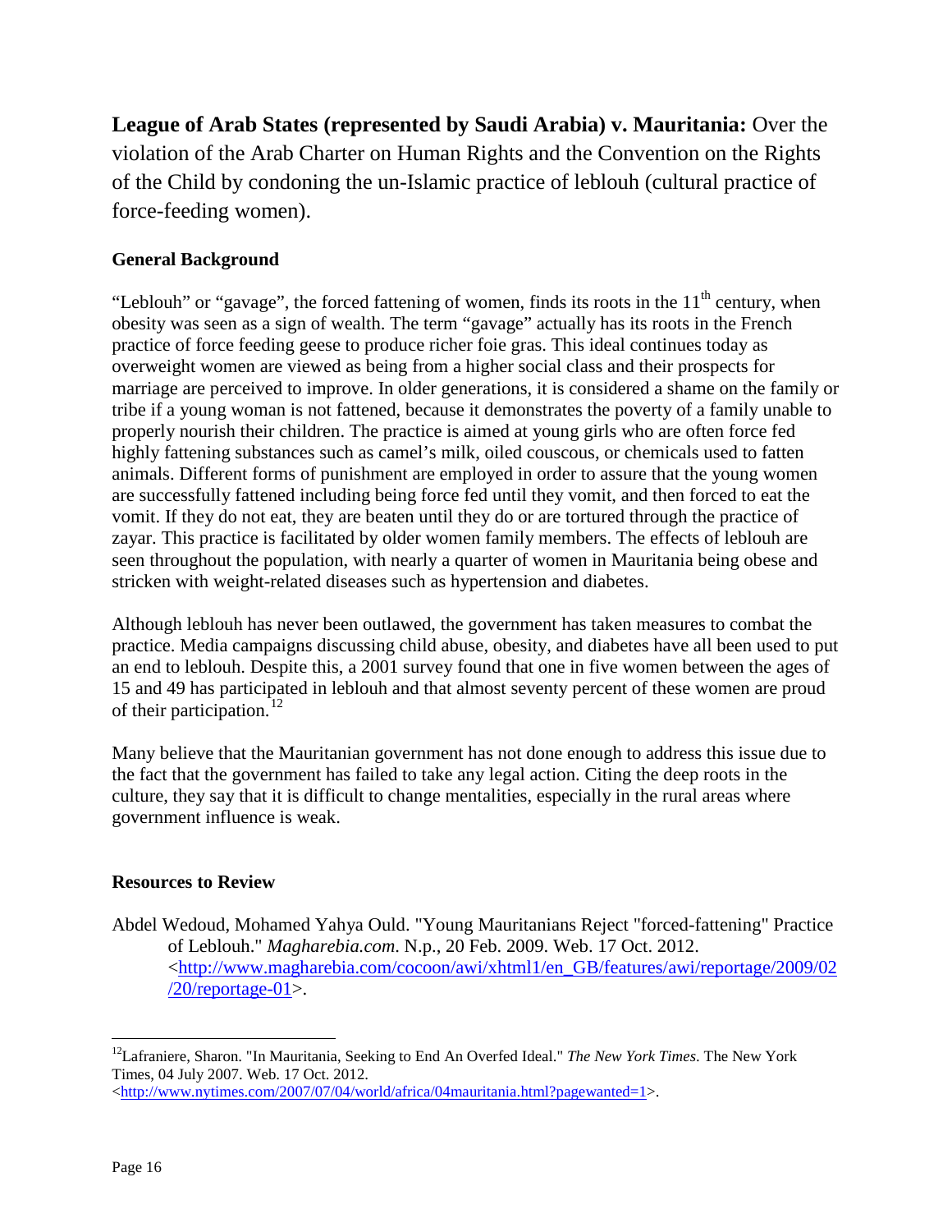**League of Arab States (represented by Saudi Arabia) v. Mauritania:** Over the violation of the Arab Charter on Human Rights and the Convention on the Rights of the Child by condoning the un-Islamic practice of leblouh (cultural practice of force-feeding women).

### General Background

"Leblouh" or "gavage", the forced fattening of women, finds its roots in the 11th century, when obesity was seen as a sign of wealth. The term "gavage" actually has its roots in the French practice of force feeding geese to produce richer foie gras. This ideal continues today as overweight women are viewed as being from a higher social class and their prospects for marriage are perceived to improve. In older generations, it is considered a shame on the family or tribe if a young woman is not fattened, because it demonstrates the poverty of a family unable to properly nourish their children. The practice is aimed at young girls who are often force fed highly fattening substances such as camel's milk, oiled couscous, or chemicals used to fatten animals. Different forms of punishment are employed in order to assure that the young women are successfully fattened including being force fed until they vomit, and then forced to eat the vomit. If they do not eat, they are beaten until they do or are tortured through the practice of zayar. This practice is facilitated by older women family members. The effects of leblouh are seen throughout the population, with nearly a quarter of women in Mauritania being obese and stricken with weight-related diseases such as hypertension and diabetes.

Although leblouh has never been outlawed, the government has taken measures to combat the practice. Media campaigns discussing child abuse, obesity, and diabetes have all been used to put an end to leblouh. Despite this, a 2001 survey found that one in five women between the ages of 15 and 49 has participated in leblouh and that almost seventy percent of these women are proud of their participation.[12]

Many believe that the Mauritanian government has not done enough to address this issue due to the fact that the government has failed to take any legal action. Citing the deep roots in the culture, they say that it is difficult to change mentalities, especially in the rural areas where government influence is weak.

### Resources to Review

Abdel Wedoud, Mohamed Yahya Ould. "Young Mauritanians Reject "forced-fattening" Practice of Leblouh." *Magharebia.com*. N.p., 20 Feb. 2009. Web. 17 Oct. 2012. <http://www.magharebia.com/cocoon/awi/xhtml1/en_GB/features/awi/reportage/2009/02/20/reportage-01>.

---

[12] Lafraniere, Sharon. "In Mauritania, Seeking to End An Overfed Ideal." *The New York Times*. The New York Times, 04 July 2007. Web. 17 Oct. 2012. <http://www.nytimes.com/2007/07/04/world/africa/04mauritania.html?pagewanted=1>.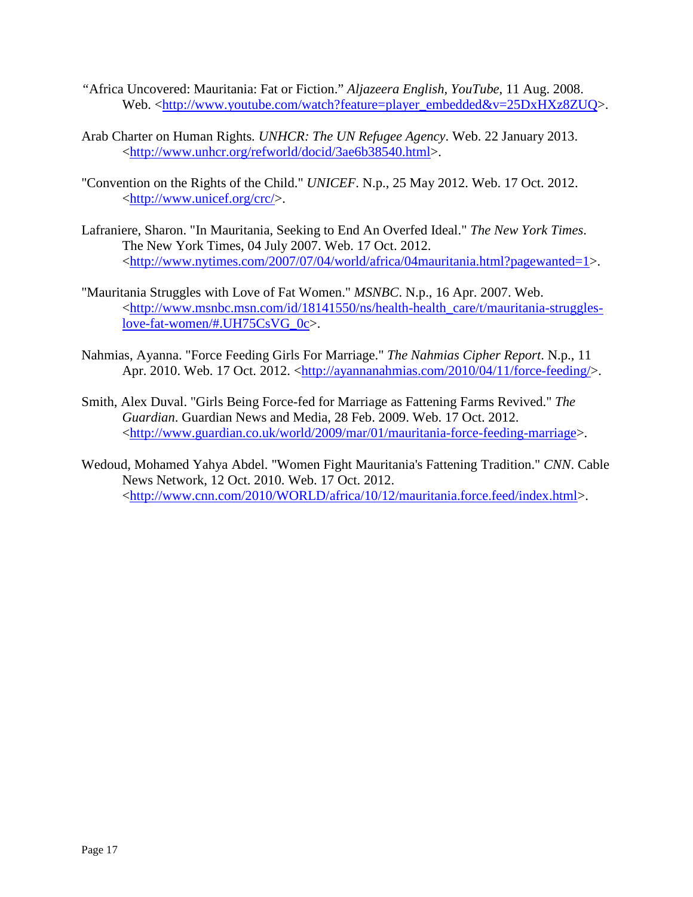"Africa Uncovered: Mauritania: Fat or Fiction." *Aljazeera English*, *YouTube*, 11 Aug. 2008. Web. <http://www.youtube.com/watch?feature=player_embedded&v=25DxHXz8ZUQ>.

Arab Charter on Human Rights. *UNHCR: The UN Refugee Agency*. Web. 22 January 2013. <http://www.unhcr.org/refworld/docid/3ae6b38540.html>.

"Convention on the Rights of the Child." *UNICEF*. N.p., 25 May 2012. Web. 17 Oct. 2012. <http://www.unicef.org/crc/>.

Lafraniere, Sharon. "In Mauritania, Seeking to End An Overfed Ideal." *The New York Times*. The New York Times, 04 July 2007. Web. 17 Oct. 2012. <http://www.nytimes.com/2007/07/04/world/africa/04mauritania.html?pagewanted=1>.

"Mauritania Struggles with Love of Fat Women." *MSNBC*. N.p., 16 Apr. 2007. Web. <http://www.msnbc.msn.com/id/18141550/ns/health-health_care/t/mauritania-struggles-love-fat-women/#.UH75CsVG_0c>.

Nahmias, Ayanna. "Force Feeding Girls For Marriage." *The Nahmias Cipher Report*. N.p., 11 Apr. 2010. Web. 17 Oct. 2012. <http://ayannanahmias.com/2010/04/11/force-feeding/>.

Smith, Alex Duval. "Girls Being Force-fed for Marriage as Fattening Farms Revived." *The Guardian*. Guardian News and Media, 28 Feb. 2009. Web. 17 Oct. 2012. <http://www.guardian.co.uk/world/2009/mar/01/mauritania-force-feeding-marriage>.

Wedoud, Mohamed Yahya Abdel. "Women Fight Mauritania's Fattening Tradition." *CNN*. Cable News Network, 12 Oct. 2010. Web. 17 Oct. 2012. <http://www.cnn.com/2010/WORLD/africa/10/12/mauritania.force.feed/index.html>.